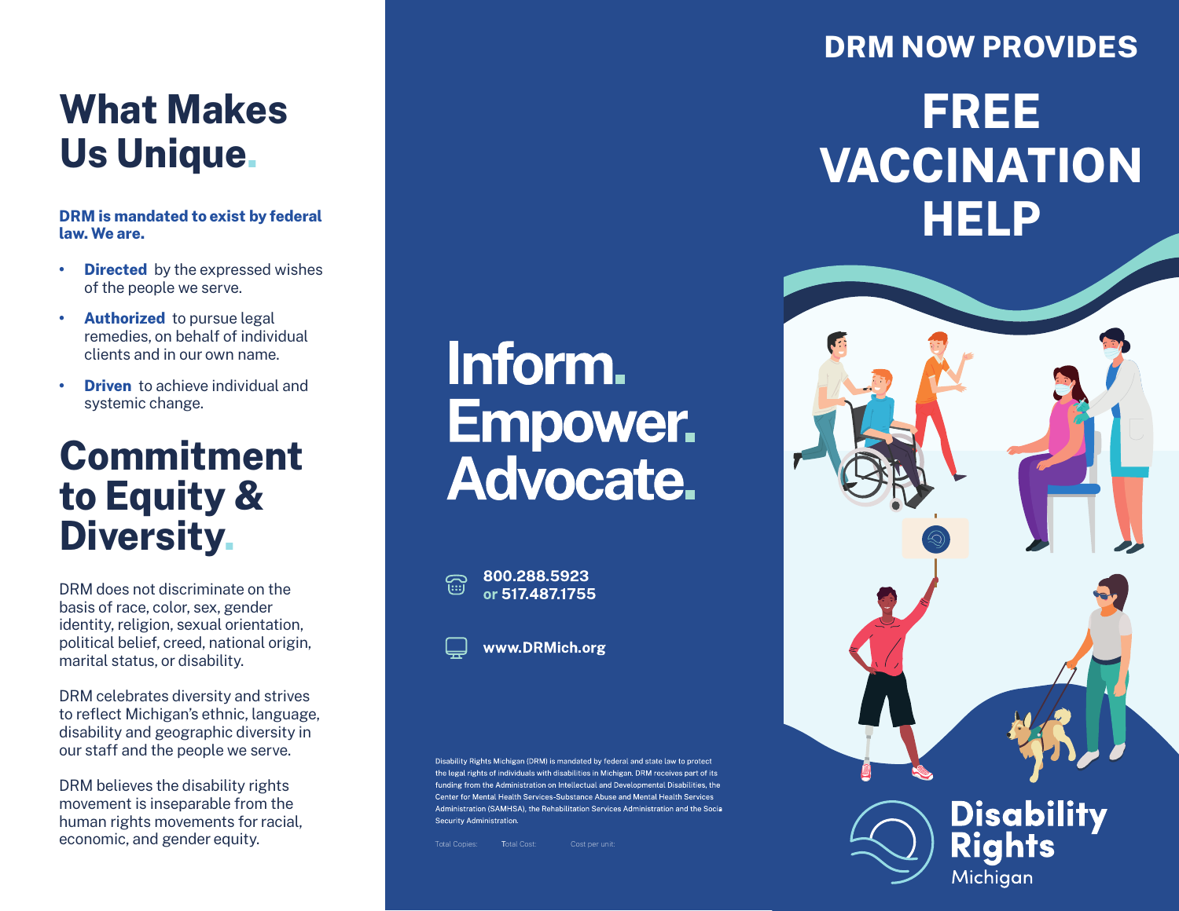# What Makes Us Unique.

**DRM is mandated to exist by federal law. We are.**

- **Directed** by the expressed wishes of the people we serve.
- **Authorized** to pursue legal remedies, on behalf of individual clients and in our own name.
- **Driven** to achieve individual and systemic change.

# Commitment to Equity & Diversity.

DRM does not discriminate on the basis of race, color, sex, gender identity, religion, sexual orientation, political belief, creed, national origin, marital status, or disability.

DRM celebrates diversity and strives to reflect Michigan's ethnic, language, disability and geographic diversity in our staff and the people we serve.

DRM believes the disability rights movement is inseparable from the human rights movements for racial, economic, and gender equity.

# Inform. Empower. Advocate.

**800.288.5923 or 517.487.1755**

**www.DRMich.org**

Disability Rights Michigan (DRM) is mandated by federal and state law to protect the legal rights of individuals with disabilities in Michigan. DRM receives part of its funding from the Administration on Intellectual and Developmental Disabilities, the Center for Mental Health Services-Substance Abuse and Mental Health Services Administration (SAMHSA), the Rehabilitation Services Administration and the Social Security Administration.

Total Copies: Total Cost: Cost per unit:

## DRM NOW PROVIDES

# FREE VACCINATION HELP

**Disability Rights**
Michigan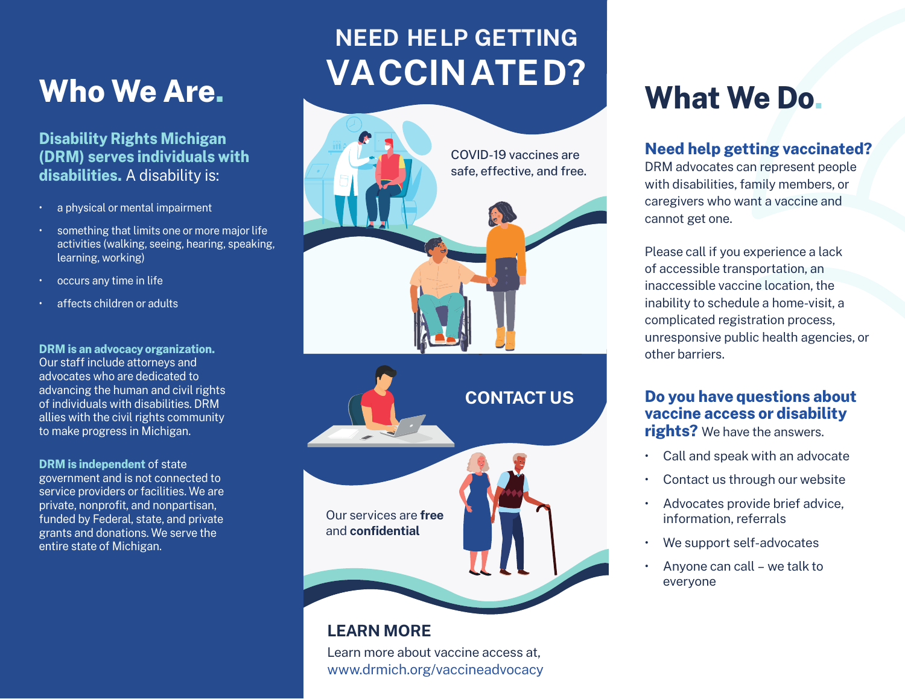# Who We Are.

**Disability Rights Michigan (DRM) serves individuals with disabilities.** A disability is:

- a physical or mental impairment
- something that limits one or more major life activities (walking, seeing, hearing, speaking, learning, working)
- occurs any time in life
- affects children or adults

**DRM is an advocacy organization.** Our staff include attorneys and advocates who are dedicated to advancing the human and civil rights of individuals with disabilities. DRM allies with the civil rights community to make progress in Michigan.

**DRM is independent** of state government and is not connected to service providers or facilities. We are private, nonprofit, and nonpartisan, funded by Federal, state, and private grants and donations. We serve the entire state of Michigan.

# NEED HELP GETTING VACCINATED?

COVID-19 vaccines are safe, effective, and free.

## CONTACT US

Our services are **free** and **confidential**

## LEARN MORE

Learn more about vaccine access at, www.drmich.org/vaccineadvocacy

# What We Do.

**Need help getting vaccinated?** DRM advocates can represent people with disabilities, family members, or caregivers who want a vaccine and cannot get one.

Please call if you experience a lack of accessible transportation, an inaccessible vaccine location, the inability to schedule a home-visit, a complicated registration process, unresponsive public health agencies, or other barriers.

**Do you have questions about vaccine access or disability rights?** We have the answers.

- Call and speak with an advocate
- Contact us through our website
- Advocates provide brief advice, information, referrals
- We support self-advocates
- Anyone can call – we talk to everyone